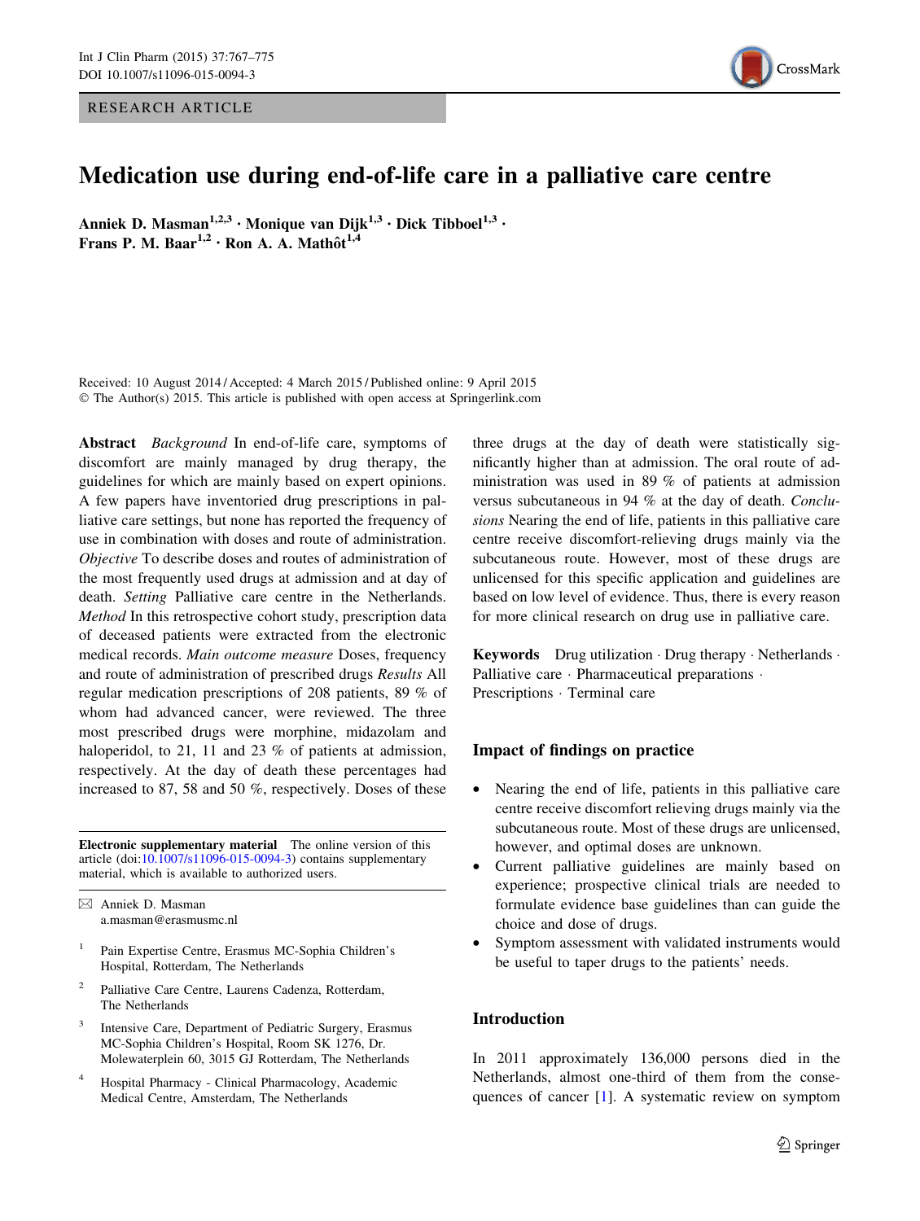RESEARCH ARTICLE

# Medication use during end-of-life care in a palliative care centre

**Anniek D. Masman[1,2,3] · Monique van Dijk[1,3] · Dick Tibboel[1,3] · Frans P. M. Baar[1,2] · Ron A. A. Mathôt[1,4]**

Received: 10 August 2014 / Accepted: 4 March 2015 / Published online: 9 April 2015
© The Author(s) 2015. This article is published with open access at Springerlink.com

**Abstract** *Background* In end-of-life care, symptoms of discomfort are mainly managed by drug therapy, the guidelines for which are mainly based on expert opinions. A few papers have inventoried drug prescriptions in palliative care settings, but none has reported the frequency of use in combination with doses and route of administration. *Objective* To describe doses and routes of administration of the most frequently used drugs at admission and at day of death. *Setting* Palliative care centre in the Netherlands. *Method* In this retrospective cohort study, prescription data of deceased patients were extracted from the electronic medical records. *Main outcome measure* Doses, frequency and route of administration of prescribed drugs *Results* All regular medication prescriptions of 208 patients, 89 % of whom had advanced cancer, were reviewed. The three most prescribed drugs were morphine, midazolam and haloperidol, to 21, 11 and 23 % of patients at admission, respectively. At the day of death these percentages had increased to 87, 58 and 50 %, respectively. Doses of these three drugs at the day of death were statistically significantly higher than at admission. The oral route of administration was used in 89 % of patients at admission versus subcutaneous in 94 % at the day of death. *Conclusions* Nearing the end of life, patients in this palliative care centre receive discomfort-relieving drugs mainly via the subcutaneous route. However, most of these drugs are unlicensed for this specific application and guidelines are based on low level of evidence. Thus, there is every reason for more clinical research on drug use in palliative care.

**Keywords** Drug utilization · Drug therapy · Netherlands · Palliative care · Pharmaceutical preparations · Prescriptions · Terminal care

**Electronic supplementary material** The online version of this article (doi:10.1007/s11096-015-0094-3) contains supplementary material, which is available to authorized users.

✉ Anniek D. Masman
a.masman@erasmusmc.nl

[1] Pain Expertise Centre, Erasmus MC-Sophia Children's Hospital, Rotterdam, The Netherlands

[2] Palliative Care Centre, Laurens Cadenza, Rotterdam, The Netherlands

[3] Intensive Care, Department of Pediatric Surgery, Erasmus MC-Sophia Children's Hospital, Room SK 1276, Dr. Molewaterplein 60, 3015 GJ Rotterdam, The Netherlands

[4] Hospital Pharmacy - Clinical Pharmacology, Academic Medical Centre, Amsterdam, The Netherlands

## Impact of findings on practice

- Nearing the end of life, patients in this palliative care centre receive discomfort relieving drugs mainly via the subcutaneous route. Most of these drugs are unlicensed, however, and optimal doses are unknown.
- Current palliative guidelines are mainly based on experience; prospective clinical trials are needed to formulate evidence base guidelines than can guide the choice and dose of drugs.
- Symptom assessment with validated instruments would be useful to taper drugs to the patients' needs.

## Introduction

In 2011 approximately 136,000 persons died in the Netherlands, almost one-third of them from the consequences of cancer [1]. A systematic review on symptom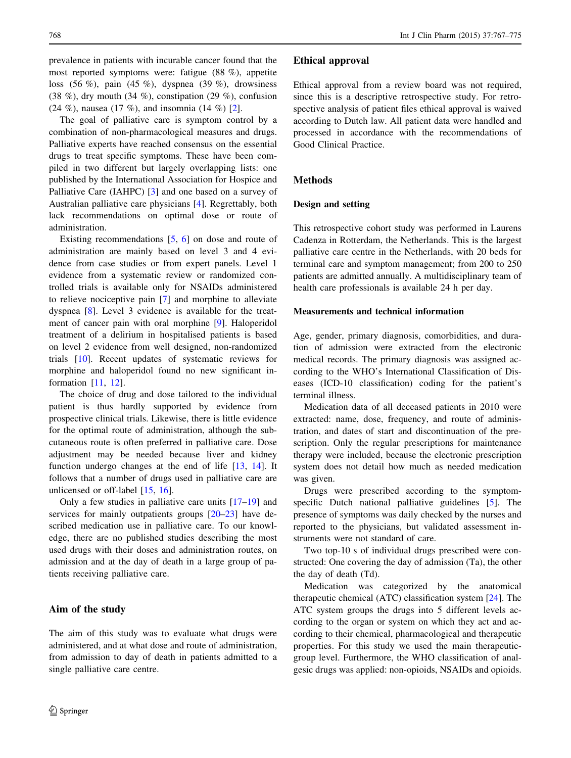prevalence in patients with incurable cancer found that the most reported symptoms were: fatigue (88 %), appetite loss (56 %), pain (45 %), dyspnea (39 %), drowsiness (38 %), dry mouth (34 %), constipation (29 %), confusion (24 %), nausea (17 %), and insomnia (14 %) [2].

The goal of palliative care is symptom control by a combination of non-pharmacological measures and drugs. Palliative experts have reached consensus on the essential drugs to treat specific symptoms. These have been compiled in two different but largely overlapping lists: one published by the International Association for Hospice and Palliative Care (IAHPC) [3] and one based on a survey of Australian palliative care physicians [4]. Regrettably, both lack recommendations on optimal dose or route of administration.

Existing recommendations [5, 6] on dose and route of administration are mainly based on level 3 and 4 evidence from case studies or from expert panels. Level 1 evidence from a systematic review or randomized controlled trials is available only for NSAIDs administered to relieve nociceptive pain [7] and morphine to alleviate dyspnea [8]. Level 3 evidence is available for the treatment of cancer pain with oral morphine [9]. Haloperidol treatment of a delirium in hospitalised patients is based on level 2 evidence from well designed, non-randomized trials [10]. Recent updates of systematic reviews for morphine and haloperidol found no new significant information [11, 12].

The choice of drug and dose tailored to the individual patient is thus hardly supported by evidence from prospective clinical trials. Likewise, there is little evidence for the optimal route of administration, although the subcutaneous route is often preferred in palliative care. Dose adjustment may be needed because liver and kidney function undergo changes at the end of life [13, 14]. It follows that a number of drugs used in palliative care are unlicensed or off-label [15, 16].

Only a few studies in palliative care units [17–19] and services for mainly outpatients groups [20–23] have described medication use in palliative care. To our knowledge, there are no published studies describing the most used drugs with their doses and administration routes, on admission and at the day of death in a large group of patients receiving palliative care.

## Aim of the study

The aim of this study was to evaluate what drugs were administered, and at what dose and route of administration, from admission to day of death in patients admitted to a single palliative care centre.

## Ethical approval

Ethical approval from a review board was not required, since this is a descriptive retrospective study. For retrospective analysis of patient files ethical approval is waived according to Dutch law. All patient data were handled and processed in accordance with the recommendations of Good Clinical Practice.

## Methods

### Design and setting

This retrospective cohort study was performed in Laurens Cadenza in Rotterdam, the Netherlands. This is the largest palliative care centre in the Netherlands, with 20 beds for terminal care and symptom management; from 200 to 250 patients are admitted annually. A multidisciplinary team of health care professionals is available 24 h per day.

### Measurements and technical information

Age, gender, primary diagnosis, comorbidities, and duration of admission were extracted from the electronic medical records. The primary diagnosis was assigned according to the WHO's International Classification of Diseases (ICD-10 classification) coding for the patient's terminal illness.

Medication data of all deceased patients in 2010 were extracted: name, dose, frequency, and route of administration, and dates of start and discontinuation of the prescription. Only the regular prescriptions for maintenance therapy were included, because the electronic prescription system does not detail how much as needed medication was given.

Drugs were prescribed according to the symptom-specific Dutch national palliative guidelines [5]. The presence of symptoms was daily checked by the nurses and reported to the physicians, but validated assessment instruments were not standard of care.

Two top-10 s of individual drugs prescribed were constructed: One covering the day of admission (Ta), the other the day of death (Td).

Medication was categorized by the anatomical therapeutic chemical (ATC) classification system [24]. The ATC system groups the drugs into 5 different levels according to the organ or system on which they act and according to their chemical, pharmacological and therapeutic properties. For this study we used the main therapeutic-group level. Furthermore, the WHO classification of analgesic drugs was applied: non-opioids, NSAIDs and opioids.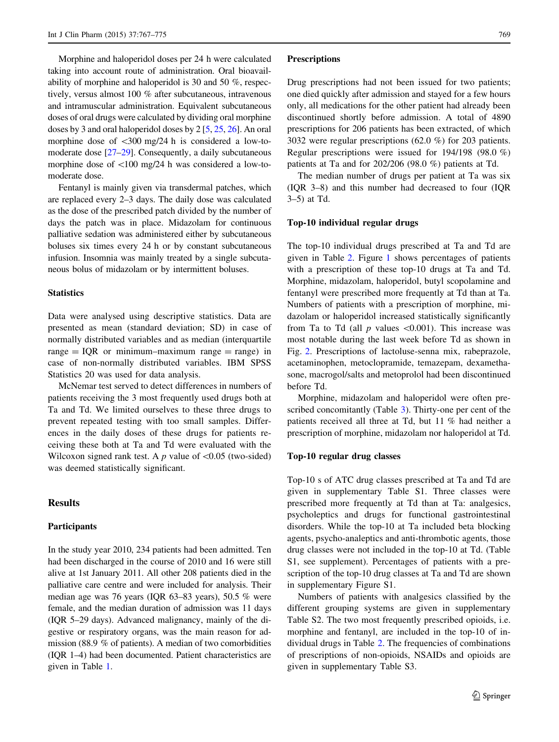Morphine and haloperidol doses per 24 h were calculated taking into account route of administration. Oral bioavailability of morphine and haloperidol is 30 and 50 %, respectively, versus almost 100 % after subcutaneous, intravenous and intramuscular administration. Equivalent subcutaneous doses of oral drugs were calculated by dividing oral morphine doses by 3 and oral haloperidol doses by 2 [5, 25, 26]. An oral morphine dose of <300 mg/24 h is considered a low-to-moderate dose [27–29]. Consequently, a daily subcutaneous morphine dose of <100 mg/24 h was considered a low-to-moderate dose.

Fentanyl is mainly given via transdermal patches, which are replaced every 2–3 days. The daily dose was calculated as the dose of the prescribed patch divided by the number of days the patch was in place. Midazolam for continuous palliative sedation was administered either by subcutaneous boluses six times every 24 h or by constant subcutaneous infusion. Insomnia was mainly treated by a single subcutaneous bolus of midazolam or by intermittent boluses.

### Statistics

Data were analysed using descriptive statistics. Data are presented as mean (standard deviation; SD) in case of normally distributed variables and as median (interquartile range = IQR or minimum–maximum range = range) in case of non-normally distributed variables. IBM SPSS Statistics 20 was used for data analysis.

McNemar test served to detect differences in numbers of patients receiving the 3 most frequently used drugs both at Ta and Td. We limited ourselves to these three drugs to prevent repeated testing with too small samples. Differences in the daily doses of these drugs for patients receiving these both at Ta and Td were evaluated with the Wilcoxon signed rank test. A $p$ value of $<0.05$ (two-sided) was deemed statistically significant.

## Results

### Participants

In the study year 2010, 234 patients had been admitted. Ten had been discharged in the course of 2010 and 16 were still alive at 1st January 2011. All other 208 patients died in the palliative care centre and were included for analysis. Their median age was 76 years (IQR 63–83 years), 50.5 % were female, and the median duration of admission was 11 days (IQR 5–29 days). Advanced malignancy, mainly of the digestive or respiratory organs, was the main reason for admission (88.9 % of patients). A median of two comorbidities (IQR 1–4) had been documented. Patient characteristics are given in Table 1.

### Prescriptions

Drug prescriptions had not been issued for two patients; one died quickly after admission and stayed for a few hours only, all medications for the other patient had already been discontinued shortly before admission. A total of 4890 prescriptions for 206 patients has been extracted, of which 3032 were regular prescriptions (62.0 %) for 203 patients. Regular prescriptions were issued for 194/198 (98.0 %) patients at Ta and for 202/206 (98.0 %) patients at Td.

The median number of drugs per patient at Ta was six (IQR 3–8) and this number had decreased to four (IQR 3–5) at Td.

### Top-10 individual regular drugs

The top-10 individual drugs prescribed at Ta and Td are given in Table 2. Figure 1 shows percentages of patients with a prescription of these top-10 drugs at Ta and Td. Morphine, midazolam, haloperidol, butyl scopolamine and fentanyl were prescribed more frequently at Td than at Ta. Numbers of patients with a prescription of morphine, midazolam or haloperidol increased statistically significantly from Ta to Td (all $p$ values $<0.001$). This increase was most notable during the last week before Td as shown in Fig. 2. Prescriptions of lactoluse-senna mix, rabeprazole, acetaminophen, metoclopramide, temazepam, dexamethasone, macrogol/salts and metoprolol had been discontinued before Td.

Morphine, midazolam and haloperidol were often prescribed concomitantly (Table 3). Thirty-one per cent of the patients received all three at Td, but 11 % had neither a prescription of morphine, midazolam nor haloperidol at Td.

### Top-10 regular drug classes

Top-10 s of ATC drug classes prescribed at Ta and Td are given in supplementary Table S1. Three classes were prescribed more frequently at Td than at Ta: analgesics, psycholeptics and drugs for functional gastrointestinal disorders. While the top-10 at Ta included beta blocking agents, psycho-analeptics and anti-thrombotic agents, those drug classes were not included in the top-10 at Td. (Table S1, see supplement). Percentages of patients with a prescription of the top-10 drug classes at Ta and Td are shown in supplementary Figure S1.

Numbers of patients with analgesics classified by the different grouping systems are given in supplementary Table S2. The two most frequently prescribed opioids, i.e. morphine and fentanyl, are included in the top-10 of individual drugs in Table 2. The frequencies of combinations of prescriptions of non-opioids, NSAIDs and opioids are given in supplementary Table S3.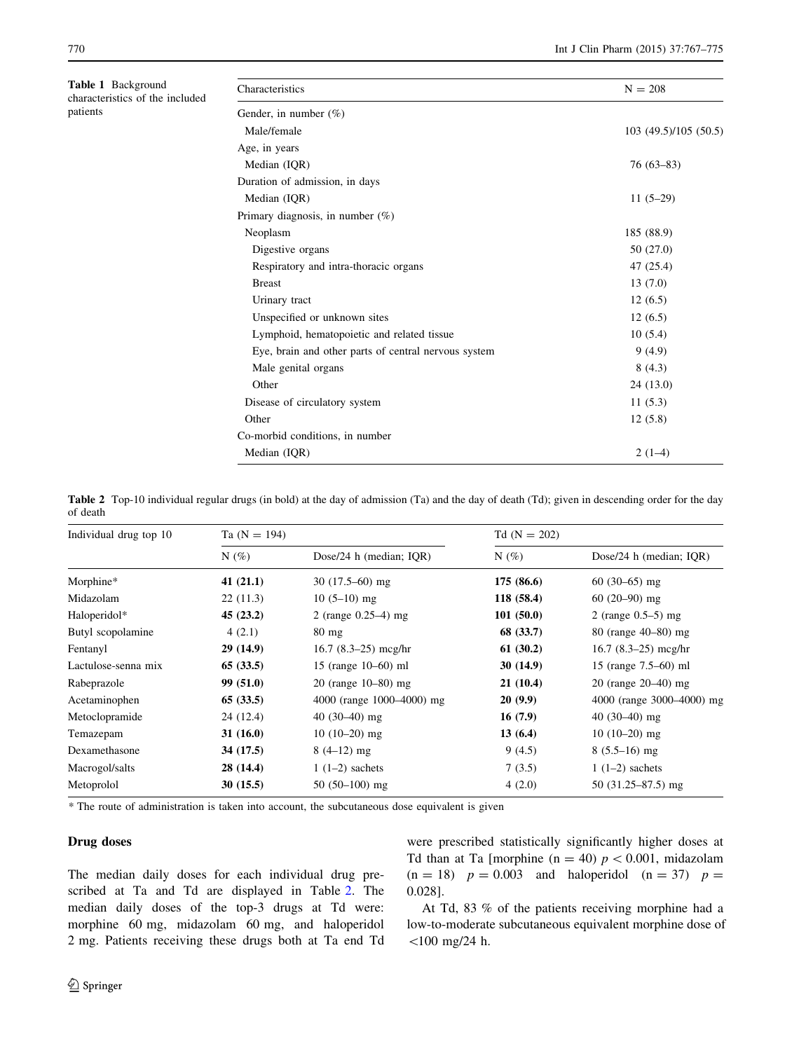**Table 1** Background characteristics of the included patients

| Characteristics | N = 208 |
|---|---|
| Gender, in number (%) | |
| Male/female | 103 (49.5)/105 (50.5) |
| Age, in years | |
| Median (IQR) | 76 (63–83) |
| Duration of admission, in days | |
| Median (IQR) | 11 (5–29) |
| Primary diagnosis, in number (%) | |
| Neoplasm | 185 (88.9) |
| Digestive organs | 50 (27.0) |
| Respiratory and intra-thoracic organs | 47 (25.4) |
| Breast | 13 (7.0) |
| Urinary tract | 12 (6.5) |
| Unspecified or unknown sites | 12 (6.5) |
| Lymphoid, hematopoietic and related tissue | 10 (5.4) |
| Eye, brain and other parts of central nervous system | 9 (4.9) |
| Male genital organs | 8 (4.3) |
| Other | 24 (13.0) |
| Disease of circulatory system | 11 (5.3) |
| Other | 12 (5.8) |
| Co-morbid conditions, in number | |
| Median (IQR) | 2 (1–4) |

**Table 2** Top-10 individual regular drugs (in bold) at the day of admission (Ta) and the day of death (Td); given in descending order for the day of death

| Individual drug top 10 | Ta (N = 194) | | Td (N = 202) | |
|---|---|---|---|---|
| | N (%) | Dose/24 h (median; IQR) | N (%) | Dose/24 h (median; IQR) |
| Morphine* | **41 (21.1)** | 30 (17.5–60) mg | **175 (86.6)** | 60 (30–65) mg |
| Midazolam | 22 (11.3) | 10 (5–10) mg | **118 (58.4)** | 60 (20–90) mg |
| Haloperidol* | **45 (23.2)** | 2 (range 0.25–4) mg | **101 (50.0)** | 2 (range 0.5–5) mg |
| Butyl scopolamine | 4 (2.1) | 80 mg | **68 (33.7)** | 80 (range 40–80) mg |
| Fentanyl | **29 (14.9)** | 16.7 (8.3–25) mcg/hr | **61 (30.2)** | 16.7 (8.3–25) mcg/hr |
| Lactulose-senna mix | **65 (33.5)** | 15 (range 10–60) ml | **30 (14.9)** | 15 (range 7.5–60) ml |
| Rabeprazole | **99 (51.0)** | 20 (range 10–80) mg | **21 (10.4)** | 20 (range 20–40) mg |
| Acetaminophen | **65 (33.5)** | 4000 (range 1000–4000) mg | **20 (9.9)** | 4000 (range 3000–4000) mg |
| Metoclopramide | 24 (12.4) | 40 (30–40) mg | **16 (7.9)** | 40 (30–40) mg |
| Temazepam | **31 (16.0)** | 10 (10–20) mg | **13 (6.4)** | 10 (10–20) mg |
| Dexamethasone | **34 (17.5)** | 8 (4–12) mg | 9 (4.5) | 8 (5.5–16) mg |
| Macrogol/salts | **28 (14.4)** | 1 (1–2) sachets | 7 (3.5) | 1 (1–2) sachets |
| Metoprolol | **30 (15.5)** | 50 (50–100) mg | 4 (2.0) | 50 (31.25–87.5) mg |

* The route of administration is taken into account, the subcutaneous dose equivalent is given

### Drug doses

The median daily doses for each individual drug prescribed at Ta and Td are displayed in Table 2. The median daily doses of the top-3 drugs at Td were: morphine 60 mg, midazolam 60 mg, and haloperidol 2 mg. Patients receiving these drugs both at Ta end Td were prescribed statistically significantly higher doses at Td than at Ta [morphine (n = 40) $p < 0.001$, midazolam (n = 18) $p = 0.003$ and haloperidol (n = 37) $p = 0.028$].

At Td, 83 % of the patients receiving morphine had a low-to-moderate subcutaneous equivalent morphine dose of <100 mg/24 h.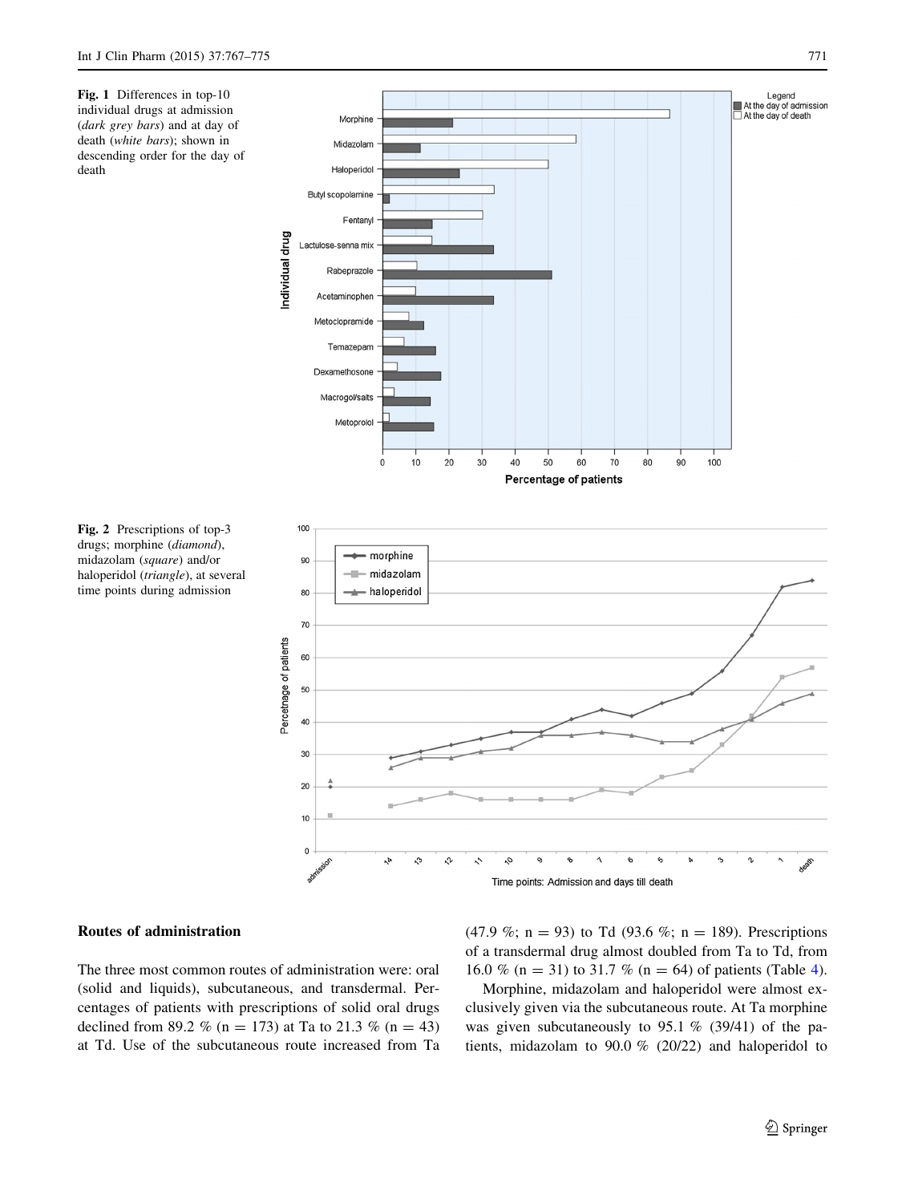**Fig. 1** Differences in top-10 individual drugs at admission (*dark grey bars*) and at day of death (*white bars*); shown in descending order for the day of death

**Fig. 2** Prescriptions of top-3 drugs; morphine (*diamond*), midazolam (*square*) and/or haloperidol (*triangle*), at several time points during admission

## Routes of administration

The three most common routes of administration were: oral (solid and liquids), subcutaneous, and transdermal. Percentages of patients with prescriptions of solid oral drugs declined from 89.2 % (n = 173) at Ta to 21.3 % (n = 43) at Td. Use of the subcutaneous route increased from Ta (47.9 %; n = 93) to Td (93.6 %; n = 189). Prescriptions of a transdermal drug almost doubled from Ta to Td, from 16.0 % (n = 31) to 31.7 % (n = 64) of patients (Table 4).

Morphine, midazolam and haloperidol were almost exclusively given via the subcutaneous route. At Ta morphine was given subcutaneously to 95.1 % (39/41) of the patients, midazolam to 90.0 % (20/22) and haloperidol to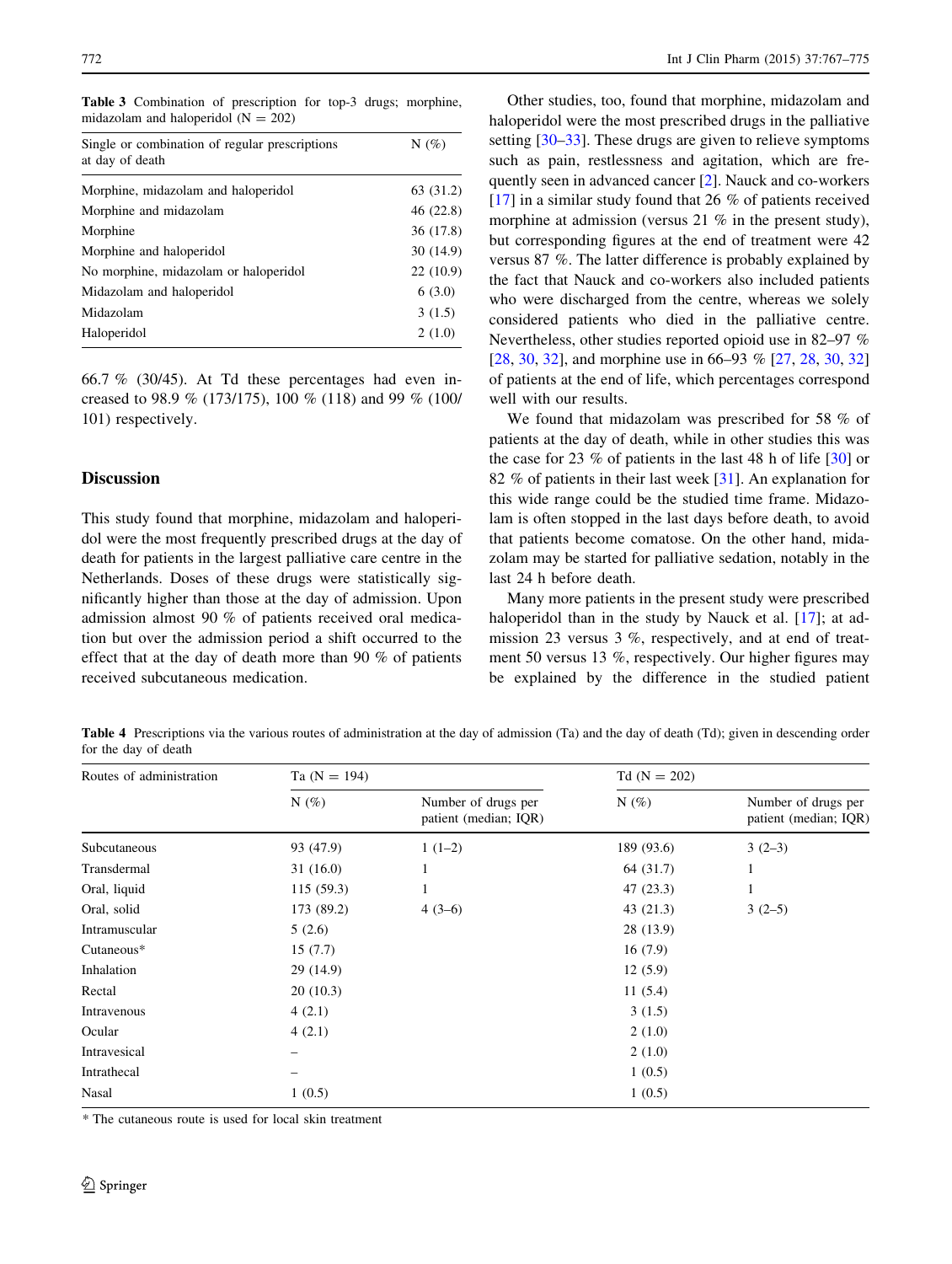**Table 3** Combination of prescription for top-3 drugs; morphine, midazolam and haloperidol (N = 202)

| Single or combination of regular prescriptions at day of death | N (%) |
|---|---|
| Morphine, midazolam and haloperidol | 63 (31.2) |
| Morphine and midazolam | 46 (22.8) |
| Morphine | 36 (17.8) |
| Morphine and haloperidol | 30 (14.9) |
| No morphine, midazolam or haloperidol | 22 (10.9) |
| Midazolam and haloperidol | 6 (3.0) |
| Midazolam | 3 (1.5) |
| Haloperidol | 2 (1.0) |

66.7 % (30/45). At Td these percentages had even increased to 98.9 % (173/175), 100 % (118) and 99 % (100/101) respectively.

## Discussion

This study found that morphine, midazolam and haloperidol were the most frequently prescribed drugs at the day of death for patients in the largest palliative care centre in the Netherlands. Doses of these drugs were statistically significantly higher than those at the day of admission. Upon admission almost 90 % of patients received oral medication but over the admission period a shift occurred to the effect that at the day of death more than 90 % of patients received subcutaneous medication.

Other studies, too, found that morphine, midazolam and haloperidol were the most prescribed drugs in the palliative setting [30–33]. These drugs are given to relieve symptoms such as pain, restlessness and agitation, which are frequently seen in advanced cancer [2]. Nauck and co-workers [17] in a similar study found that 26 % of patients received morphine at admission (versus 21 % in the present study), but corresponding figures at the end of treatment were 42 versus 87 %. The latter difference is probably explained by the fact that Nauck and co-workers also included patients who were discharged from the centre, whereas we solely considered patients who died in the palliative centre. Nevertheless, other studies reported opioid use in 82–97 % [28, 30, 32], and morphine use in 66–93 % [27, 28, 30, 32] of patients at the end of life, which percentages correspond well with our results.

We found that midazolam was prescribed for 58 % of patients at the day of death, while in other studies this was the case for 23 % of patients in the last 48 h of life [30] or 82 % of patients in their last week [31]. An explanation for this wide range could be the studied time frame. Midazolam is often stopped in the last days before death, to avoid that patients become comatose. On the other hand, midazolam may be started for palliative sedation, notably in the last 24 h before death.

Many more patients in the present study were prescribed haloperidol than in the study by Nauck et al. [17]; at admission 23 versus 3 %, respectively, and at end of treatment 50 versus 13 %, respectively. Our higher figures may be explained by the difference in the studied patient

**Table 4** Prescriptions via the various routes of administration at the day of admission (Ta) and the day of death (Td); given in descending order for the day of death

| Routes of administration | Ta (N = 194) | | Td (N = 202) | |
|---|---|---|---|---|
| | N (%) | Number of drugs per patient (median; IQR) | N (%) | Number of drugs per patient (median; IQR) |
| Subcutaneous | 93 (47.9) | 1 (1–2) | 189 (93.6) | 3 (2–3) |
| Transdermal | 31 (16.0) | 1 | 64 (31.7) | 1 |
| Oral, liquid | 115 (59.3) | 1 | 47 (23.3) | 1 |
| Oral, solid | 173 (89.2) | 4 (3–6) | 43 (21.3) | 3 (2–5) |
| Intramuscular | 5 (2.6) | | 28 (13.9) | |
| Cutaneous* | 15 (7.7) | | 16 (7.9) | |
| Inhalation | 29 (14.9) | | 12 (5.9) | |
| Rectal | 20 (10.3) | | 11 (5.4) | |
| Intravenous | 4 (2.1) | | 3 (1.5) | |
| Ocular | 4 (2.1) | | 2 (1.0) | |
| Intravesical | – | | 2 (1.0) | |
| Intrathecal | – | | 1 (0.5) | |
| Nasal | 1 (0.5) | | 1 (0.5) | |

* The cutaneous route is used for local skin treatment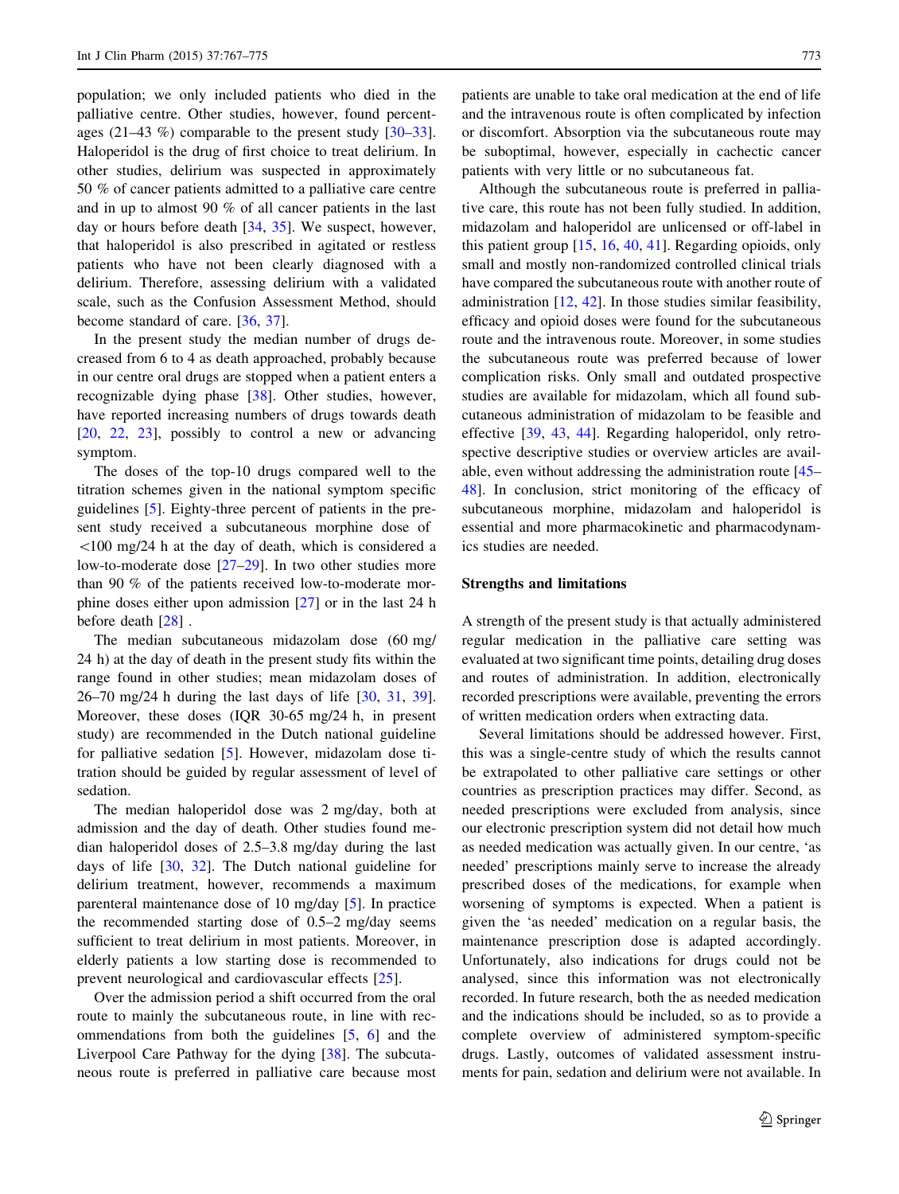population; we only included patients who died in the palliative centre. Other studies, however, found percentages (21–43 %) comparable to the present study [30–33]. Haloperidol is the drug of first choice to treat delirium. In other studies, delirium was suspected in approximately 50 % of cancer patients admitted to a palliative care centre and in up to almost 90 % of all cancer patients in the last day or hours before death [34, 35]. We suspect, however, that haloperidol is also prescribed in agitated or restless patients who have not been clearly diagnosed with a delirium. Therefore, assessing delirium with a validated scale, such as the Confusion Assessment Method, should become standard of care. [36, 37].

In the present study the median number of drugs decreased from 6 to 4 as death approached, probably because in our centre oral drugs are stopped when a patient enters a recognizable dying phase [38]. Other studies, however, have reported increasing numbers of drugs towards death [20, 22, 23], possibly to control a new or advancing symptom.

The doses of the top-10 drugs compared well to the titration schemes given in the national symptom specific guidelines [5]. Eighty-three percent of patients in the present study received a subcutaneous morphine dose of <100 mg/24 h at the day of death, which is considered a low-to-moderate dose [27–29]. In two other studies more than 90 % of the patients received low-to-moderate morphine doses either upon admission [27] or in the last 24 h before death [28] .

The median subcutaneous midazolam dose (60 mg/24 h) at the day of death in the present study fits within the range found in other studies; mean midazolam doses of 26–70 mg/24 h during the last days of life [30, 31, 39]. Moreover, these doses (IQR 30-65 mg/24 h, in present study) are recommended in the Dutch national guideline for palliative sedation [5]. However, midazolam dose titration should be guided by regular assessment of level of sedation.

The median haloperidol dose was 2 mg/day, both at admission and the day of death. Other studies found median haloperidol doses of 2.5–3.8 mg/day during the last days of life [30, 32]. The Dutch national guideline for delirium treatment, however, recommends a maximum parenteral maintenance dose of 10 mg/day [5]. In practice the recommended starting dose of 0.5–2 mg/day seems sufficient to treat delirium in most patients. Moreover, in elderly patients a low starting dose is recommended to prevent neurological and cardiovascular effects [25].

Over the admission period a shift occurred from the oral route to mainly the subcutaneous route, in line with recommendations from both the guidelines [5, 6] and the Liverpool Care Pathway for the dying [38]. The subcutaneous route is preferred in palliative care because most patients are unable to take oral medication at the end of life and the intravenous route is often complicated by infection or discomfort. Absorption via the subcutaneous route may be suboptimal, however, especially in cachectic cancer patients with very little or no subcutaneous fat.

Although the subcutaneous route is preferred in palliative care, this route has not been fully studied. In addition, midazolam and haloperidol are unlicensed or off-label in this patient group [15, 16, 40, 41]. Regarding opioids, only small and mostly non-randomized controlled clinical trials have compared the subcutaneous route with another route of administration [12, 42]. In those studies similar feasibility, efficacy and opioid doses were found for the subcutaneous route and the intravenous route. Moreover, in some studies the subcutaneous route was preferred because of lower complication risks. Only small and outdated prospective studies are available for midazolam, which all found subcutaneous administration of midazolam to be feasible and effective [39, 43, 44]. Regarding haloperidol, only retrospective descriptive studies or overview articles are available, even without addressing the administration route [45–48]. In conclusion, strict monitoring of the efficacy of subcutaneous morphine, midazolam and haloperidol is essential and more pharmacokinetic and pharmacodynamics studies are needed.

## Strengths and limitations

A strength of the present study is that actually administered regular medication in the palliative care setting was evaluated at two significant time points, detailing drug doses and routes of administration. In addition, electronically recorded prescriptions were available, preventing the errors of written medication orders when extracting data.

Several limitations should be addressed however. First, this was a single-centre study of which the results cannot be extrapolated to other palliative care settings or other countries as prescription practices may differ. Second, as needed prescriptions were excluded from analysis, since our electronic prescription system did not detail how much as needed medication was actually given. In our centre, 'as needed' prescriptions mainly serve to increase the already prescribed doses of the medications, for example when worsening of symptoms is expected. When a patient is given the 'as needed' medication on a regular basis, the maintenance prescription dose is adapted accordingly. Unfortunately, also indications for drugs could not be analysed, since this information was not electronically recorded. In future research, both the as needed medication and the indications should be included, so as to provide a complete overview of administered symptom-specific drugs. Lastly, outcomes of validated assessment instruments for pain, sedation and delirium were not available. In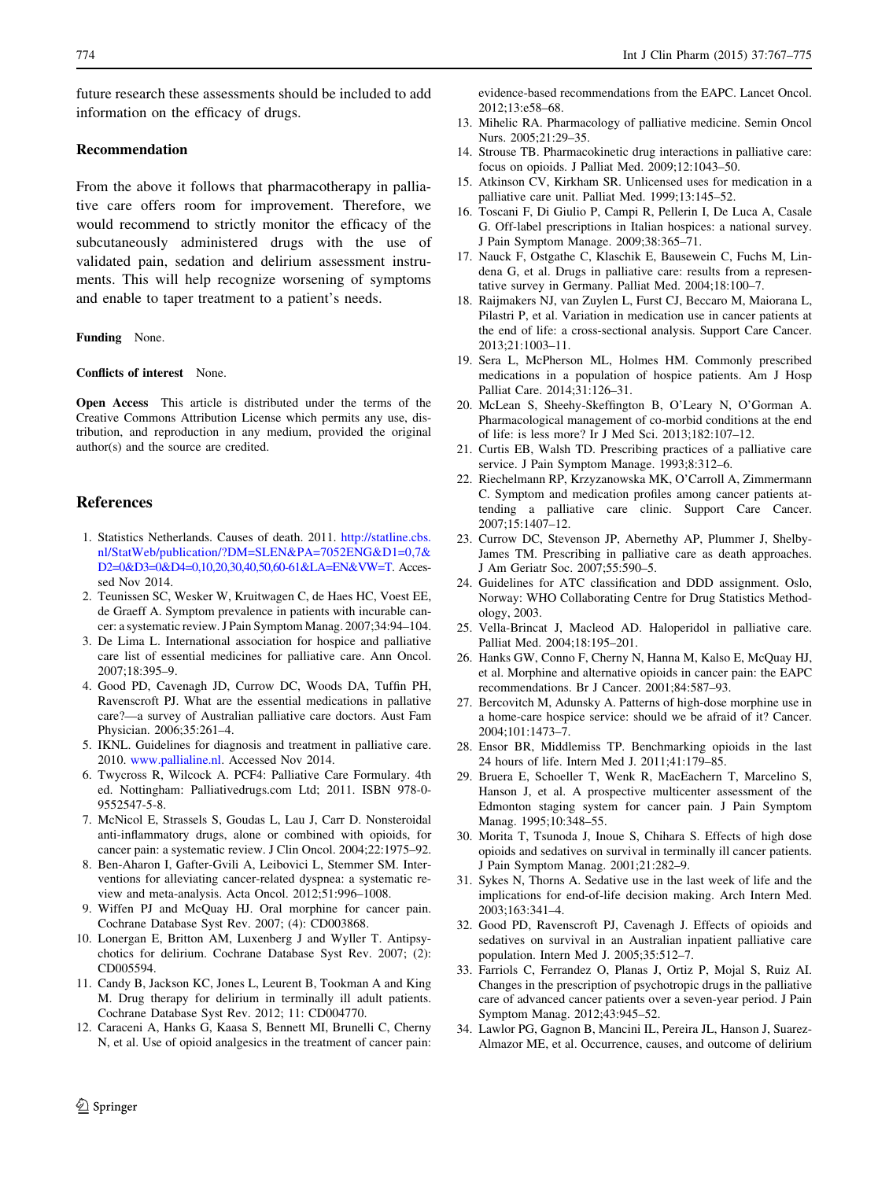future research these assessments should be included to add information on the efficacy of drugs.

### Recommendation

From the above it follows that pharmacotherapy in palliative care offers room for improvement. Therefore, we would recommend to strictly monitor the efficacy of the subcutaneously administered drugs with the use of validated pain, sedation and delirium assessment instruments. This will help recognize worsening of symptoms and enable to taper treatment to a patient's needs.

**Funding** None.

**Conflicts of interest** None.

**Open Access** This article is distributed under the terms of the Creative Commons Attribution License which permits any use, distribution, and reproduction in any medium, provided the original author(s) and the source are credited.

## References

1. Statistics Netherlands. Causes of death. 2011. http://statline.cbs.nl/StatWeb/publication/?DM=SLEN&PA=7052ENG&D1=0,7&D2=0&D3=0&D4=0,10,20,30,40,50,60-61&LA=EN&VW=T. Accessed Nov 2014.
2. Teunissen SC, Wesker W, Kruitwagen C, de Haes HC, Voest EE, de Graeff A. Symptom prevalence in patients with incurable cancer: a systematic review. J Pain Symptom Manag. 2007;34:94–104.
3. De Lima L. International association for hospice and palliative care list of essential medicines for palliative care. Ann Oncol. 2007;18:395–9.
4. Good PD, Cavenagh JD, Currow DC, Woods DA, Tuffin PH, Ravenscroft PJ. What are the essential medications in pallative care?—a survey of Australian palliative care doctors. Aust Fam Physician. 2006;35:261–4.
5. IKNL. Guidelines for diagnosis and treatment in palliative care. 2010. www.pallialine.nl. Accessed Nov 2014.
6. Twycross R, Wilcock A. PCF4: Palliative Care Formulary. 4th ed. Nottingham: Palliativedrugs.com Ltd; 2011. ISBN 978-0-9552547-5-8.
7. McNicol E, Strassels S, Goudas L, Lau J, Carr D. Nonsteroidal anti-inflammatory drugs, alone or combined with opioids, for cancer pain: a systematic review. J Clin Oncol. 2004;22:1975–92.
8. Ben-Aharon I, Gafter-Gvili A, Leibovici L, Stemmer SM. Interventions for alleviating cancer-related dyspnea: a systematic review and meta-analysis. Acta Oncol. 2012;51:996–1008.
9. Wiffen PJ and McQuay HJ. Oral morphine for cancer pain. Cochrane Database Syst Rev. 2007; (4): CD003868.
10. Lonergan E, Britton AM, Luxenberg J and Wyller T. Antipsychotics for delirium. Cochrane Database Syst Rev. 2007; (2): CD005594.
11. Candy B, Jackson KC, Jones L, Leurent B, Tookman A and King M. Drug therapy for delirium in terminally ill adult patients. Cochrane Database Syst Rev. 2012; 11: CD004770.
12. Caraceni A, Hanks G, Kaasa S, Bennett MI, Brunelli C, Cherny N, et al. Use of opioid analgesics in the treatment of cancer pain: evidence-based recommendations from the EAPC. Lancet Oncol. 2012;13:e58–68.
13. Mihelic RA. Pharmacology of palliative medicine. Semin Oncol Nurs. 2005;21:29–35.
14. Strouse TB. Pharmacokinetic drug interactions in palliative care: focus on opioids. J Palliat Med. 2009;12:1043–50.
15. Atkinson CV, Kirkham SR. Unlicensed uses for medication in a palliative care unit. Palliat Med. 1999;13:145–52.
16. Toscani F, Di Giulio P, Campi R, Pellerin I, De Luca A, Casale G. Off-label prescriptions in Italian hospices: a national survey. J Pain Symptom Manage. 2009;38:365–71.
17. Nauck F, Ostgathe C, Klaschik E, Bausewein C, Fuchs M, Lindena G, et al. Drugs in palliative care: results from a representative survey in Germany. Palliat Med. 2004;18:100–7.
18. Raijmakers NJ, van Zuylen L, Furst CJ, Beccaro M, Maiorana L, Pilastri P, et al. Variation in medication use in cancer patients at the end of life: a cross-sectional analysis. Support Care Cancer. 2013;21:1003–11.
19. Sera L, McPherson ML, Holmes HM. Commonly prescribed medications in a population of hospice patients. Am J Hosp Palliat Care. 2014;31:126–31.
20. McLean S, Sheehy-Skeffington B, O'Leary N, O'Gorman A. Pharmacological management of co-morbid conditions at the end of life: is less more? Ir J Med Sci. 2013;182:107–12.
21. Curtis EB, Walsh TD. Prescribing practices of a palliative care service. J Pain Symptom Manage. 1993;8:312–6.
22. Riechelmann RP, Krzyzanowska MK, O'Carroll A, Zimmermann C. Symptom and medication profiles among cancer patients attending a palliative care clinic. Support Care Cancer. 2007;15:1407–12.
23. Currow DC, Stevenson JP, Abernethy AP, Plummer J, Shelby-James TM. Prescribing in palliative care as death approaches. J Am Geriatr Soc. 2007;55:590–5.
24. Guidelines for ATC classification and DDD assignment. Oslo, Norway: WHO Collaborating Centre for Drug Statistics Methodology, 2003.
25. Vella-Brincat J, Macleod AD. Haloperidol in palliative care. Palliat Med. 2004;18:195–201.
26. Hanks GW, Conno F, Cherny N, Hanna M, Kalso E, McQuay HJ, et al. Morphine and alternative opioids in cancer pain: the EAPC recommendations. Br J Cancer. 2001;84:587–93.
27. Bercovitch M, Adunsky A. Patterns of high-dose morphine use in a home-care hospice service: should we be afraid of it? Cancer. 2004;101:1473–7.
28. Ensor BR, Middlemiss TP. Benchmarking opioids in the last 24 hours of life. Intern Med J. 2011;41:179–85.
29. Bruera E, Schoeller T, Wenk R, MacEachern T, Marcelino S, Hanson J, et al. A prospective multicenter assessment of the Edmonton staging system for cancer pain. J Pain Symptom Manag. 1995;10:348–55.
30. Morita T, Tsunoda J, Inoue S, Chihara S. Effects of high dose opioids and sedatives on survival in terminally ill cancer patients. J Pain Symptom Manag. 2001;21:282–9.
31. Sykes N, Thorns A. Sedative use in the last week of life and the implications for end-of-life decision making. Arch Intern Med. 2003;163:341–4.
32. Good PD, Ravenscroft PJ, Cavenagh J. Effects of opioids and sedatives on survival in an Australian inpatient palliative care population. Intern Med J. 2005;35:512–7.
33. Farriols C, Ferrandez O, Planas J, Ortiz P, Mojal S, Ruiz AI. Changes in the prescription of psychotropic drugs in the palliative care of advanced cancer patients over a seven-year period. J Pain Symptom Manag. 2012;43:945–52.
34. Lawlor PG, Gagnon B, Mancini IL, Pereira JL, Hanson J, Suarez-Almazor ME, et al. Occurrence, causes, and outcome of delirium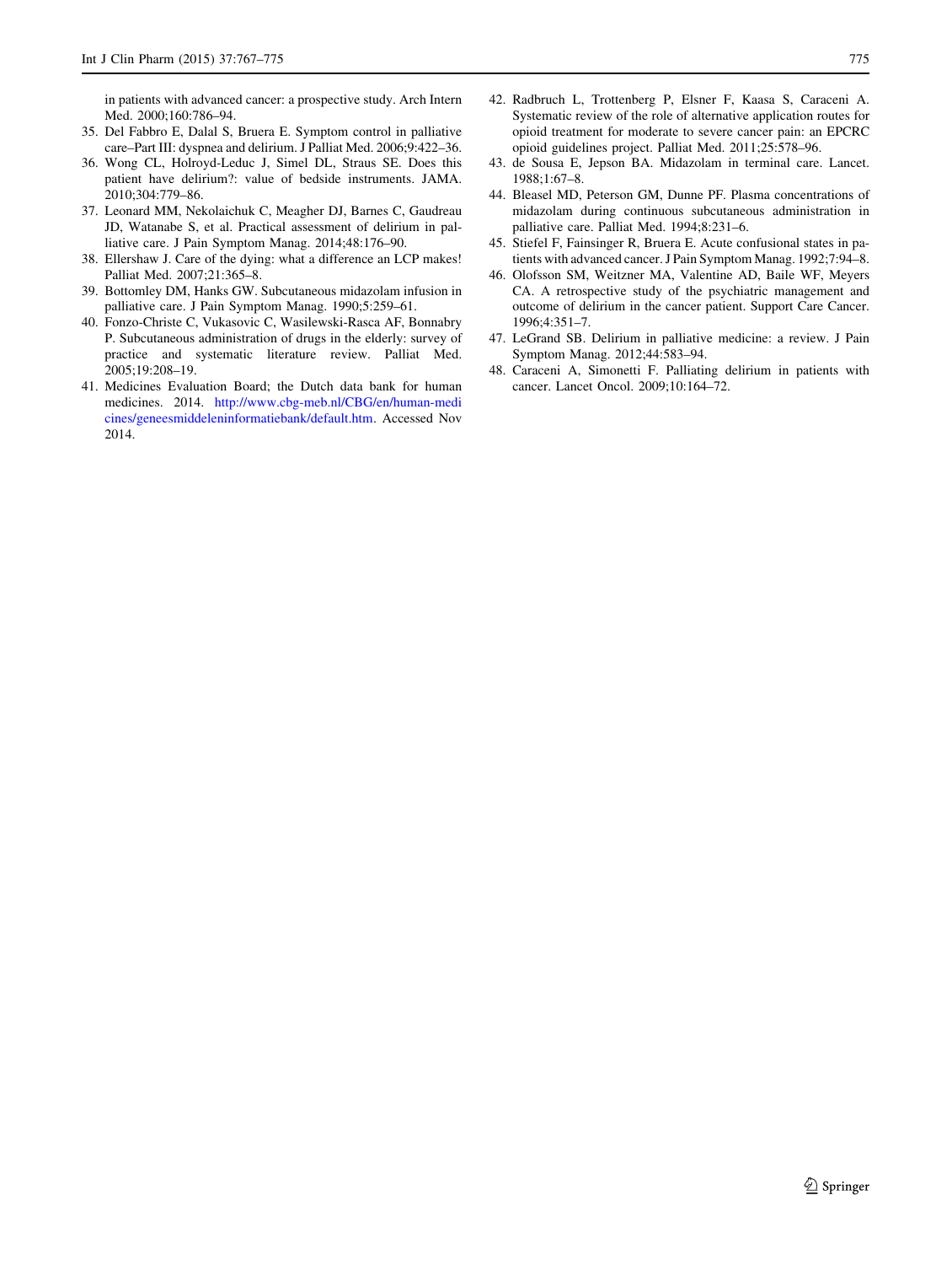in patients with advanced cancer: a prospective study. Arch Intern Med. 2000;160:786–94.

35. Del Fabbro E, Dalal S, Bruera E. Symptom control in palliative care–Part III: dyspnea and delirium. J Palliat Med. 2006;9:422–36.
36. Wong CL, Holroyd-Leduc J, Simel DL, Straus SE. Does this patient have delirium?: value of bedside instruments. JAMA. 2010;304:779–86.
37. Leonard MM, Nekolaichuk C, Meagher DJ, Barnes C, Gaudreau JD, Watanabe S, et al. Practical assessment of delirium in palliative care. J Pain Symptom Manag. 2014;48:176–90.
38. Ellershaw J. Care of the dying: what a difference an LCP makes! Palliat Med. 2007;21:365–8.
39. Bottomley DM, Hanks GW. Subcutaneous midazolam infusion in palliative care. J Pain Symptom Manag. 1990;5:259–61.
40. Fonzo-Christe C, Vukasovic C, Wasilewski-Rasca AF, Bonnabry P. Subcutaneous administration of drugs in the elderly: survey of practice and systematic literature review. Palliat Med. 2005;19:208–19.
41. Medicines Evaluation Board; the Dutch data bank for human medicines. 2014. http://www.cbg-meb.nl/CBG/en/human-medicines/geneesmiddeleninformatiebank/default.htm. Accessed Nov 2014.
42. Radbruch L, Trottenberg P, Elsner F, Kaasa S, Caraceni A. Systematic review of the role of alternative application routes for opioid treatment for moderate to severe cancer pain: an EPCRC opioid guidelines project. Palliat Med. 2011;25:578–96.
43. de Sousa E, Jepson BA. Midazolam in terminal care. Lancet. 1988;1:67–8.
44. Bleasel MD, Peterson GM, Dunne PF. Plasma concentrations of midazolam during continuous subcutaneous administration in palliative care. Palliat Med. 1994;8:231–6.
45. Stiefel F, Fainsinger R, Bruera E. Acute confusional states in patients with advanced cancer. J Pain Symptom Manag. 1992;7:94–8.
46. Olofsson SM, Weitzner MA, Valentine AD, Baile WF, Meyers CA. A retrospective study of the psychiatric management and outcome of delirium in the cancer patient. Support Care Cancer. 1996;4:351–7.
47. LeGrand SB. Delirium in palliative medicine: a review. J Pain Symptom Manag. 2012;44:583–94.
48. Caraceni A, Simonetti F. Palliating delirium in patients with cancer. Lancet Oncol. 2009;10:164–72.